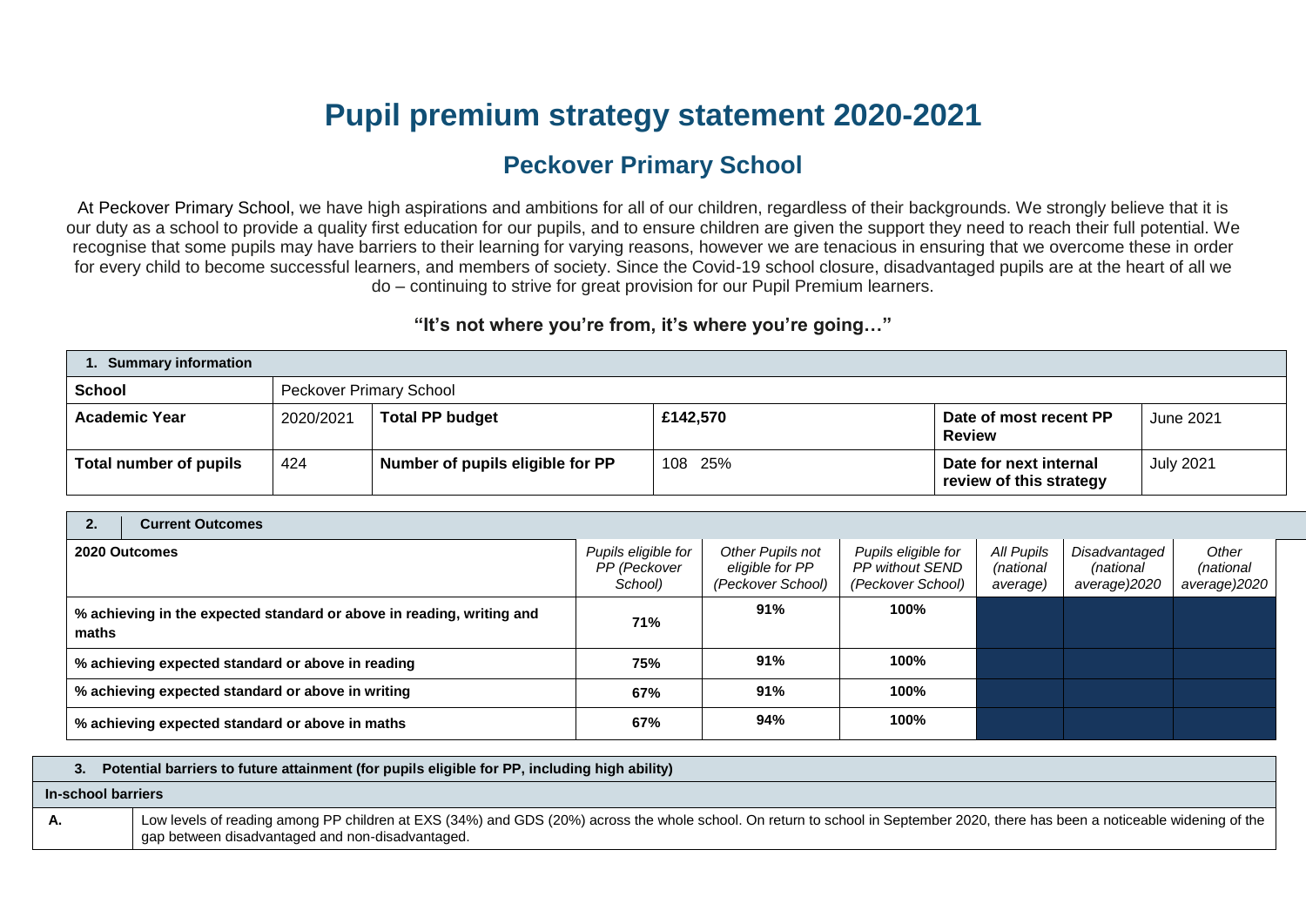# Pupil premium strategy statement 2020-2021

## Peckover Primary School

At Peckover Primary School, we have high aspirations and ambitions for all of our children, regardless of their backgrounds. We strongly believe that it is our duty as a school to provide a quality first education for our pupils, and to ensure children are given the support they need to reach their full potential. We recognise that some pupils may have barriers to their learning for varying reasons, however we are tenacious in ensuring that we overcome these in order for every child to become successful learners, and members of society. Since the Covid-19 school closure, disadvantaged pupils are at the heart of all we do – continuing to strive for great provision for our Pupil Premium learners.

**"It's not where you're from, it's where you're going…"**

| **1. Summary information** | | | | | |
|---|---|---|---|---|---|
| **School** | Peckover Primary School | | | | |
| **Academic Year** | 2020/2021 | **Total PP budget** | **£142,570** | **Date of most recent PP Review** | June 2021 |
| **Total number of pupils** | 424 | **Number of pupils eligible for PP** | 108 25% | **Date for next internal review of this strategy** | July 2021 |

| **2. Current Outcomes** | | | | | | |
|---|---|---|---|---|---|---|
| **2020 Outcomes** | *Pupils eligible for PP (Peckover School)* | *Other Pupils not eligible for PP (Peckover School)* | *Pupils eligible for PP without SEND (Peckover School)* | *All Pupils (national average)* | *Disadvantaged (national average)2020* | *Other (national average)2020* |
| **% achieving in the expected standard or above in reading, writing and maths** | **71%** | **91%** | **100%** | | | |
| **% achieving expected standard or above in reading** | **75%** | **91%** | **100%** | | | |
| **% achieving expected standard or above in writing** | **67%** | **91%** | **100%** | | | |
| **% achieving expected standard or above in maths** | **67%** | **94%** | **100%** | | | |

| **3. Potential barriers to future attainment (for pupils eligible for PP, including high ability)** | |
|---|---|
| **In-school barriers** | |
| **A.** | Low levels of reading among PP children at EXS (34%) and GDS (20%) across the whole school. On return to school in September 2020, there has been a noticeable widening of the gap between disadvantaged and non-disadvantaged. |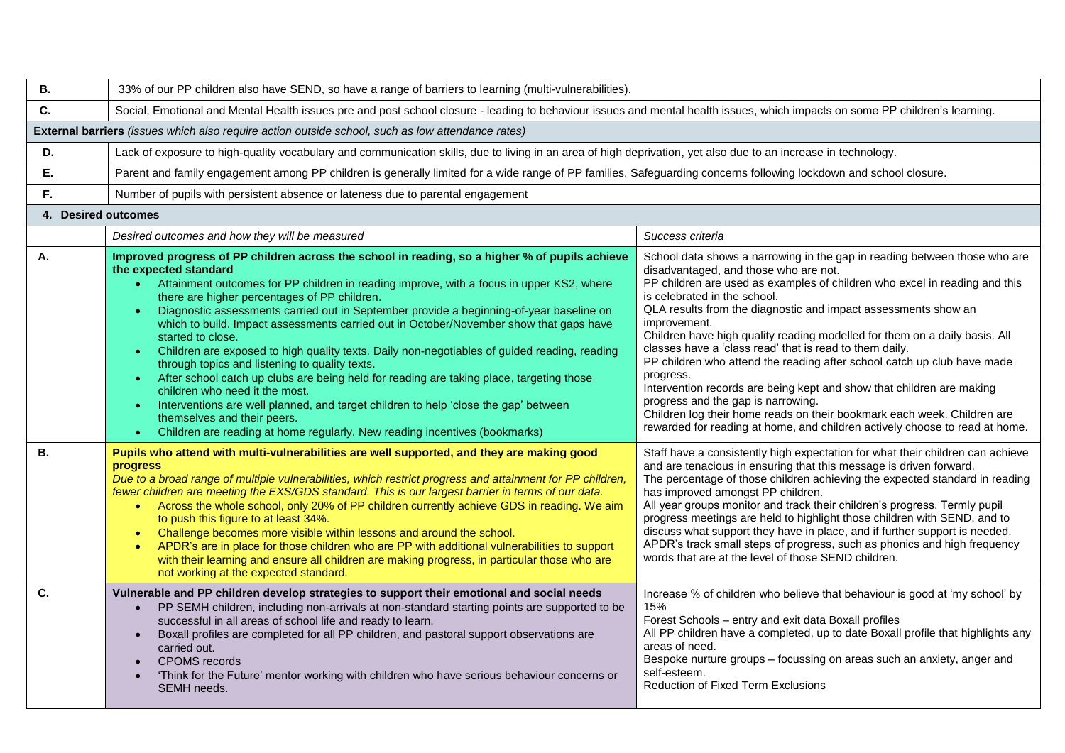| | |
|---|---|
| **B.** | 33% of our PP children also have SEND, so have a range of barriers to learning (multi-vulnerabilities). |
| **C.** | Social, Emotional and Mental Health issues pre and post school closure - leading to behaviour issues and mental health issues, which impacts on some PP children's learning. |
| **External barriers** *(issues which also require action outside school, such as low attendance rates)* | |
| **D.** | Lack of exposure to high-quality vocabulary and communication skills, due to living in an area of high deprivation, yet also due to an increase in technology. |
| **E.** | Parent and family engagement among PP children is generally limited for a wide range of PP families. Safeguarding concerns following lockdown and school closure. |
| **F.** | Number of pupils with persistent absence or lateness due to parental engagement |

## 4. Desired outcomes

| | *Desired outcomes and how they will be measured* | *Success criteria* |
|---|---|---|
| **A.** | **Improved progress of PP children across the school in reading, so a higher % of pupils achieve the expected standard**<br>• Attainment outcomes for PP children in reading improve, with a focus in upper KS2, where there are higher percentages of PP children.<br>• Diagnostic assessments carried out in September provide a beginning-of-year baseline on which to build. Impact assessments carried out in October/November show that gaps have started to close.<br>• Children are exposed to high quality texts. Daily non-negotiables of guided reading, reading through topics and listening to quality texts.<br>• After school catch up clubs are being held for reading are taking place, targeting those children who need it the most.<br>• Interventions are well planned, and target children to help 'close the gap' between themselves and their peers.<br>• Children are reading at home regularly. New reading incentives (bookmarks) | School data shows a narrowing in the gap in reading between those who are disadvantaged, and those who are not.<br>PP children are used as examples of children who excel in reading and this is celebrated in the school.<br>QLA results from the diagnostic and impact assessments show an improvement.<br>Children have high quality reading modelled for them on a daily basis. All classes have a 'class read' that is read to them daily.<br>PP children who attend the reading after school catch up club have made progress.<br>Intervention records are being kept and show that children are making progress and the gap is narrowing.<br>Children log their home reads on their bookmark each week. Children are rewarded for reading at home, and children actively choose to read at home. |
| **B.** | **Pupils who attend with multi-vulnerabilities are well supported, and they are making good progress**<br>*Due to a broad range of multiple vulnerabilities, which restrict progress and attainment for PP children, fewer children are meeting the EXS/GDS standard. This is our largest barrier in terms of our data.*<br>• Across the whole school, only 20% of PP children currently achieve GDS in reading. We aim to push this figure to at least 34%.<br>• Challenge becomes more visible within lessons and around the school.<br>• APDR's are in place for those children who are PP with additional vulnerabilities to support with their learning and ensure all children are making progress, in particular those who are not working at the expected standard. | Staff have a consistently high expectation for what their children can achieve and are tenacious in ensuring that this message is driven forward.<br>The percentage of those children achieving the expected standard in reading has improved amongst PP children.<br>All year groups monitor and track their children's progress. Termly pupil progress meetings are held to highlight those children with SEND, and to discuss what support they have in place, and if further support is needed.<br>APDR's track small steps of progress, such as phonics and high frequency words that are at the level of those SEND children. |
| **C.** | **Vulnerable and PP children develop strategies to support their emotional and social needs**<br>• PP SEMH children, including non-arrivals at non-standard starting points are supported to be successful in all areas of school life and ready to learn.<br>• Boxall profiles are completed for all PP children, and pastoral support observations are carried out.<br>• CPOMS records<br>• 'Think for the Future' mentor working with children who have serious behaviour concerns or SEMH needs. | Increase % of children who believe that behaviour is good at 'my school' by 15%<br>Forest Schools – entry and exit data Boxall profiles<br>All PP children have a completed, up to date Boxall profile that highlights any areas of need.<br>Bespoke nurture groups – focussing on areas such an anxiety, anger and self-esteem.<br>Reduction of Fixed Term Exclusions |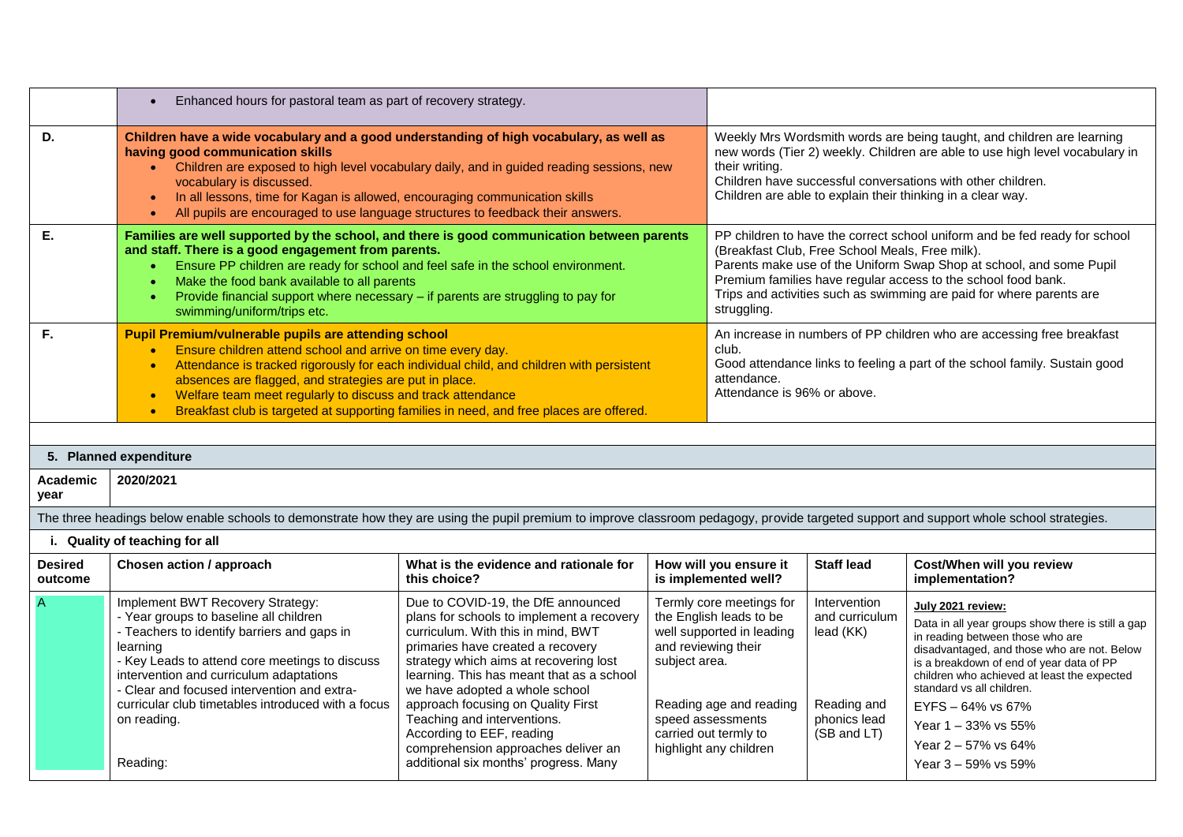| | | |
|---|---|---|
| | • Enhanced hours for pastoral team as part of recovery strategy. | |
| D. | **Children have a wide vocabulary and a good understanding of high vocabulary, as well as having good communication skills**<br>• Children are exposed to high level vocabulary daily, and in guided reading sessions, new vocabulary is discussed.<br>• In all lessons, time for Kagan is allowed, encouraging communication skills<br>• All pupils are encouraged to use language structures to feedback their answers. | Weekly Mrs Wordsmith words are being taught, and children are learning new words (Tier 2) weekly. Children are able to use high level vocabulary in their writing.<br>Children have successful conversations with other children.<br>Children are able to explain their thinking in a clear way. |
| E. | **Families are well supported by the school, and there is good communication between parents and staff. There is a good engagement from parents.**<br>• Ensure PP children are ready for school and feel safe in the school environment.<br>• Make the food bank available to all parents<br>• Provide financial support where necessary – if parents are struggling to pay for swimming/uniform/trips etc. | PP children to have the correct school uniform and be fed ready for school (Breakfast Club, Free School Meals, Free milk).<br>Parents make use of the Uniform Swap Shop at school, and some Pupil Premium families have regular access to the school food bank.<br>Trips and activities such as swimming are paid for where parents are struggling. |
| F. | **Pupil Premium/vulnerable pupils are attending school**<br>• Ensure children attend school and arrive on time every day.<br>• Attendance is tracked rigorously for each individual child, and children with persistent absences are flagged, and strategies are put in place.<br>• Welfare team meet regularly to discuss and track attendance<br>• Breakfast club is targeted at supporting families in need, and free places are offered. | An increase in numbers of PP children who are accessing free breakfast club.<br>Good attendance links to feeling a part of the school family. Sustain good attendance.<br>Attendance is 96% or above. |

## 5. Planned expenditure

| | |
|---|---|
| **Academic year** | **2020/2021** |

The three headings below enable schools to demonstrate how they are using the pupil premium to improve classroom pedagogy, provide targeted support and support whole school strategies.

### i. Quality of teaching for all

| Desired outcome | Chosen action / approach | What is the evidence and rationale for this choice? | How will you ensure it is implemented well? | Staff lead | Cost/When will you review implementation? |
|---|---|---|---|---|---|
| A | Implement BWT Recovery Strategy:<br>- Year groups to baseline all children<br>- Teachers to identify barriers and gaps in learning<br>- Key Leads to attend core meetings to discuss intervention and curriculum adaptations<br>- Clear and focused intervention and extra-curricular club timetables introduced with a focus on reading.<br><br>Reading: | Due to COVID-19, the DfE announced plans for schools to implement a recovery curriculum. With this in mind, BWT primaries have created a recovery strategy which aims at recovering lost learning. This has meant that as a school we have adopted a whole school approach focusing on Quality First Teaching and interventions.<br>According to EEF, reading comprehension approaches deliver an additional six months' progress. Many | Termly core meetings for the English leads to be well supported in leading and reviewing their subject area.<br><br>Reading age and reading speed assessments carried out termly to highlight any children | Intervention and curriculum lead (KK)<br><br>Reading and phonics lead (SB and LT) | **July 2021 review:**<br>Data in all year groups show there is still a gap in reading between those who are disadvantaged, and those who are not. Below is a breakdown of end of year data of PP children who achieved at least the expected standard vs all children.<br>EYFS – 64% vs 67%<br>Year 1 – 33% vs 55%<br>Year 2 – 57% vs 64%<br>Year 3 – 59% vs 59% |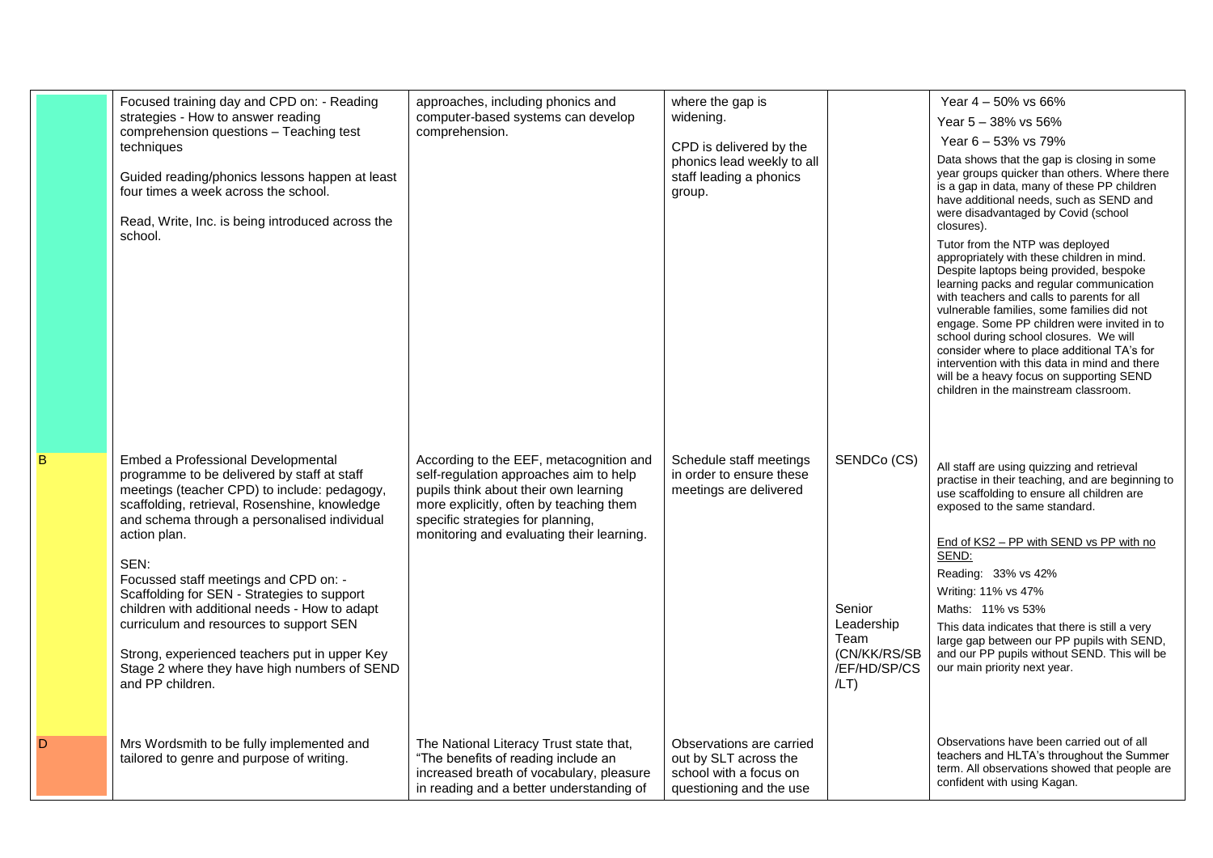| | | | | | |
|---|---|---|---|---|---|
| | Focused training day and CPD on: - Reading strategies - How to answer reading comprehension questions – Teaching test techniques<br><br>Guided reading/phonics lessons happen at least four times a week across the school.<br><br>Read, Write, Inc. is being introduced across the school. | approaches, including phonics and computer-based systems can develop comprehension. | where the gap is widening.<br><br>CPD is delivered by the phonics lead weekly to all staff leading a phonics group. | | Year 4 – 50% vs 66%<br>Year 5 – 38% vs 56%<br>Year 6 – 53% vs 79%<br>Data shows that the gap is closing in some year groups quicker than others. Where there is a gap in data, many of these PP children have additional needs, such as SEND and were disadvantaged by Covid (school closures).<br>Tutor from the NTP was deployed appropriately with these children in mind. Despite laptops being provided, bespoke learning packs and regular communication with teachers and calls to parents for all vulnerable families, some families did not engage. Some PP children were invited in to school during school closures. We will consider where to place additional TA's for intervention with this data in mind and there will be a heavy focus on supporting SEND children in the mainstream classroom. |
| B | Embed a Professional Developmental programme to be delivered by staff at staff meetings (teacher CPD) to include: pedagogy, scaffolding, retrieval, Rosenshine, knowledge and schema through a personalised individual action plan.<br><br>SEN:<br>Focussed staff meetings and CPD on: - Scaffolding for SEN - Strategies to support children with additional needs - How to adapt curriculum and resources to support SEN<br><br>Strong, experienced teachers put in upper Key Stage 2 where they have high numbers of SEND and PP children. | According to the EEF, metacognition and self-regulation approaches aim to help pupils think about their own learning more explicitly, often by teaching them specific strategies for planning, monitoring and evaluating their learning. | Schedule staff meetings in order to ensure these meetings are delivered | SENDCo (CS)<br><br>Senior Leadership Team (CN/KK/RS/SB/EF/HD/SP/CS/LT) | All staff are using quizzing and retrieval practise in their teaching, and are beginning to use scaffolding to ensure all children are exposed to the same standard.<br><br>End of KS2 – PP with SEND vs PP with no SEND:<br>Reading: 33% vs 42%<br>Writing: 11% vs 47%<br>Maths: 11% vs 53%<br>This data indicates that there is still a very large gap between our PP pupils with SEND, and our PP pupils without SEND. This will be our main priority next year. |
| D | Mrs Wordsmith to be fully implemented and tailored to genre and purpose of writing. | The National Literacy Trust state that, "The benefits of reading include an increased breath of vocabulary, pleasure in reading and a better understanding of | Observations are carried out by SLT across the school with a focus on questioning and the use | | Observations have been carried out of all teachers and HLTA's throughout the Summer term. All observations showed that people are confident with using Kagan. |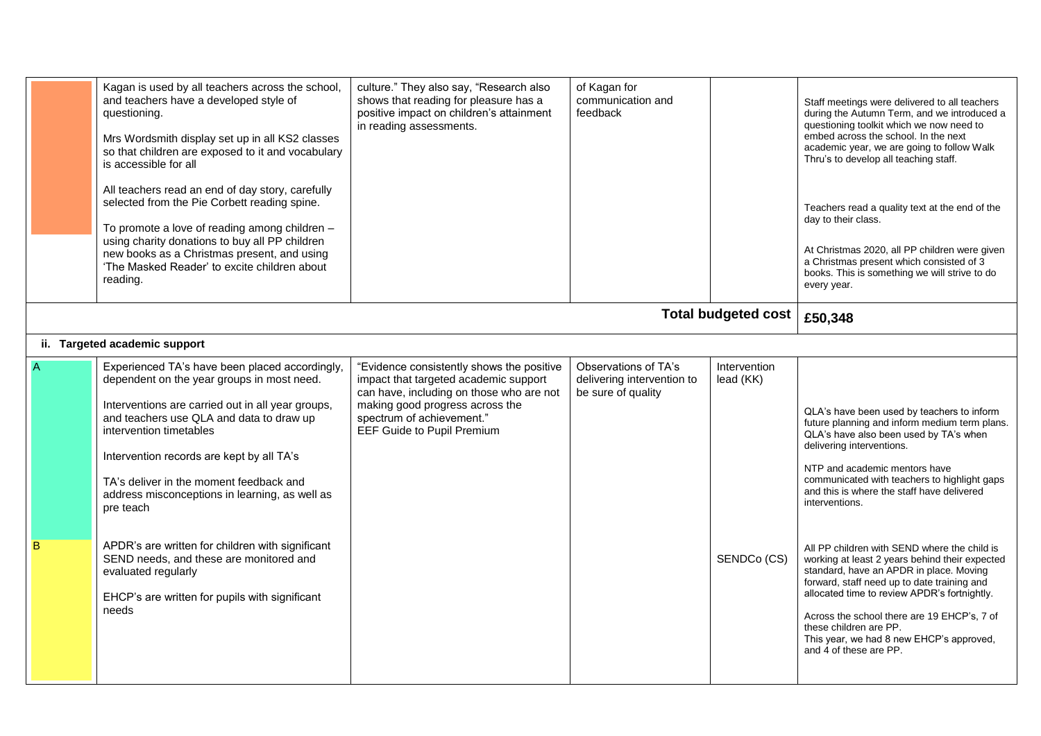| | | | | | |
|---|---|---|---|---|---|
| | Kagan is used by all teachers across the school, and teachers have a developed style of questioning.<br><br>Mrs Wordsmith display set up in all KS2 classes so that children are exposed to it and vocabulary is accessible for all<br><br>All teachers read an end of day story, carefully selected from the Pie Corbett reading spine.<br><br>To promote a love of reading among children – using charity donations to buy all PP children new books as a Christmas present, and using 'The Masked Reader' to excite children about reading. | culture." They also say, "Research also shows that reading for pleasure has a positive impact on children's attainment in reading assessments. | of Kagan for communication and feedback | | Staff meetings were delivered to all teachers during the Autumn Term, and we introduced a questioning toolkit which we now need to embed across the school. In the next academic year, we are going to follow Walk Thru's to develop all teaching staff.<br><br>Teachers read a quality text at the end of the day to their class.<br><br>At Christmas 2020, all PP children were given a Christmas present which consisted of 3 books. This is something we will strive to do every year. |
| | | | | **Total budgeted cost** | **£50,348** |
| **ii. Targeted academic support** | | | | | |
| A | Experienced TA's have been placed accordingly, dependent on the year groups in most need.<br><br>Interventions are carried out in all year groups, and teachers use QLA and data to draw up intervention timetables<br><br>Intervention records are kept by all TA's<br><br>TA's deliver in the moment feedback and address misconceptions in learning, as well as pre teach | "Evidence consistently shows the positive impact that targeted academic support can have, including on those who are not making good progress across the spectrum of achievement." EEF Guide to Pupil Premium | Observations of TA's delivering intervention to be sure of quality | Intervention lead (KK) | QLA's have been used by teachers to inform future planning and inform medium term plans. QLA's have also been used by TA's when delivering interventions.<br><br>NTP and academic mentors have communicated with teachers to highlight gaps and this is where the staff have delivered interventions. |
| B | APDR's are written for children with significant SEND needs, and these are monitored and evaluated regularly<br><br>EHCP's are written for pupils with significant needs | | | SENDCo (CS) | All PP children with SEND where the child is working at least 2 years behind their expected standard, have an APDR in place. Moving forward, staff need up to date training and allocated time to review APDR's fortnightly.<br><br>Across the school there are 19 EHCP's, 7 of these children are PP.<br>This year, we had 8 new EHCP's approved, and 4 of these are PP. |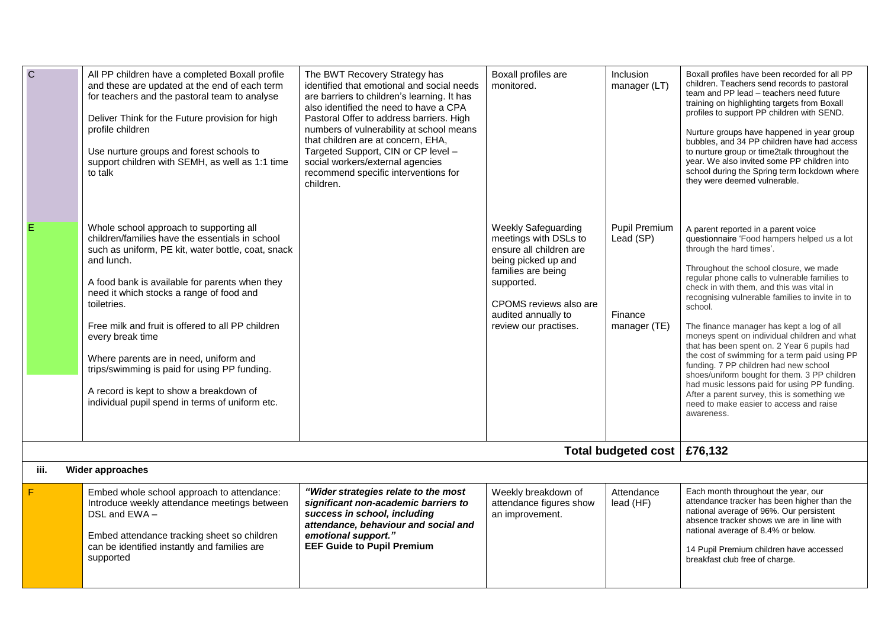| | | | | | |
|---|---|---|---|---|---|
| C | All PP children have a completed Boxall profile and these are updated at the end of each term for teachers and the pastoral team to analyse<br><br>Deliver Think for the Future provision for high profile children<br><br>Use nurture groups and forest schools to support children with SEMH, as well as 1:1 time to talk | The BWT Recovery Strategy has identified that emotional and social needs are barriers to children's learning. It has also identified the need to have a CPA Pastoral Offer to address barriers. High numbers of vulnerability at school means that children are at concern, EHA, Targeted Support, CIN or CP level – social workers/external agencies recommend specific interventions for children. | Boxall profiles are monitored. | Inclusion manager (LT) | Boxall profiles have been recorded for all PP children. Teachers send records to pastoral team and PP lead – teachers need future training on highlighting targets from Boxall profiles to support PP children with SEND.<br><br>Nurture groups have happened in year group bubbles, and 34 PP children have had access to nurture group or time2talk throughout the year. We also invited some PP children into school during the Spring term lockdown where they were deemed vulnerable. |
| E | Whole school approach to supporting all children/families have the essentials in school such as uniform, PE kit, water bottle, coat, snack and lunch.<br><br>A food bank is available for parents when they need it which stocks a range of food and toiletries.<br><br>Free milk and fruit is offered to all PP children every break time<br><br>Where parents are in need, uniform and trips/swimming is paid for using PP funding.<br><br>A record is kept to show a breakdown of individual pupil spend in terms of uniform etc. | | Weekly Safeguarding meetings with DSLs to ensure all children are being picked up and families are being supported.<br><br>CPOMS reviews also are audited annually to review our practises. | Pupil Premium Lead (SP)<br><br>Finance manager (TE) | A parent reported in a parent voice questionnaire 'Food hampers helped us a lot through the hard times'.<br><br>Throughout the school closure, we made regular phone calls to vulnerable families to check in with them, and this was vital in recognising vulnerable families to invite in to school.<br><br>The finance manager has kept a log of all moneys spent on individual children and what that has been spent on. 2 Year 6 pupils had the cost of swimming for a term paid using PP funding. 7 PP children had new school shoes/uniform bought for them. 3 PP children had music lessons paid for using PP funding. After a parent survey, this is something we need to make easier to access and raise awareness. |
| | | | | **Total budgeted cost** | **£76,132** |

**iii. Wider approaches**

| | | | | | |
|---|---|---|---|---|---|
| F | Embed whole school approach to attendance: Introduce weekly attendance meetings between DSL and EWA –<br><br>Embed attendance tracking sheet so children can be identified instantly and families are supported | ***"Wider strategies relate to the most significant non-academic barriers to success in school, including attendance, behaviour and social and emotional support."*** **EEF Guide to Pupil Premium** | Weekly breakdown of attendance figures show an improvement. | Attendance lead (HF) | Each month throughout the year, our attendance tracker has been higher than the national average of 96%. Our persistent absence tracker shows we are in line with national average of 8.4% or below.<br><br>14 Pupil Premium children have accessed breakfast club free of charge. |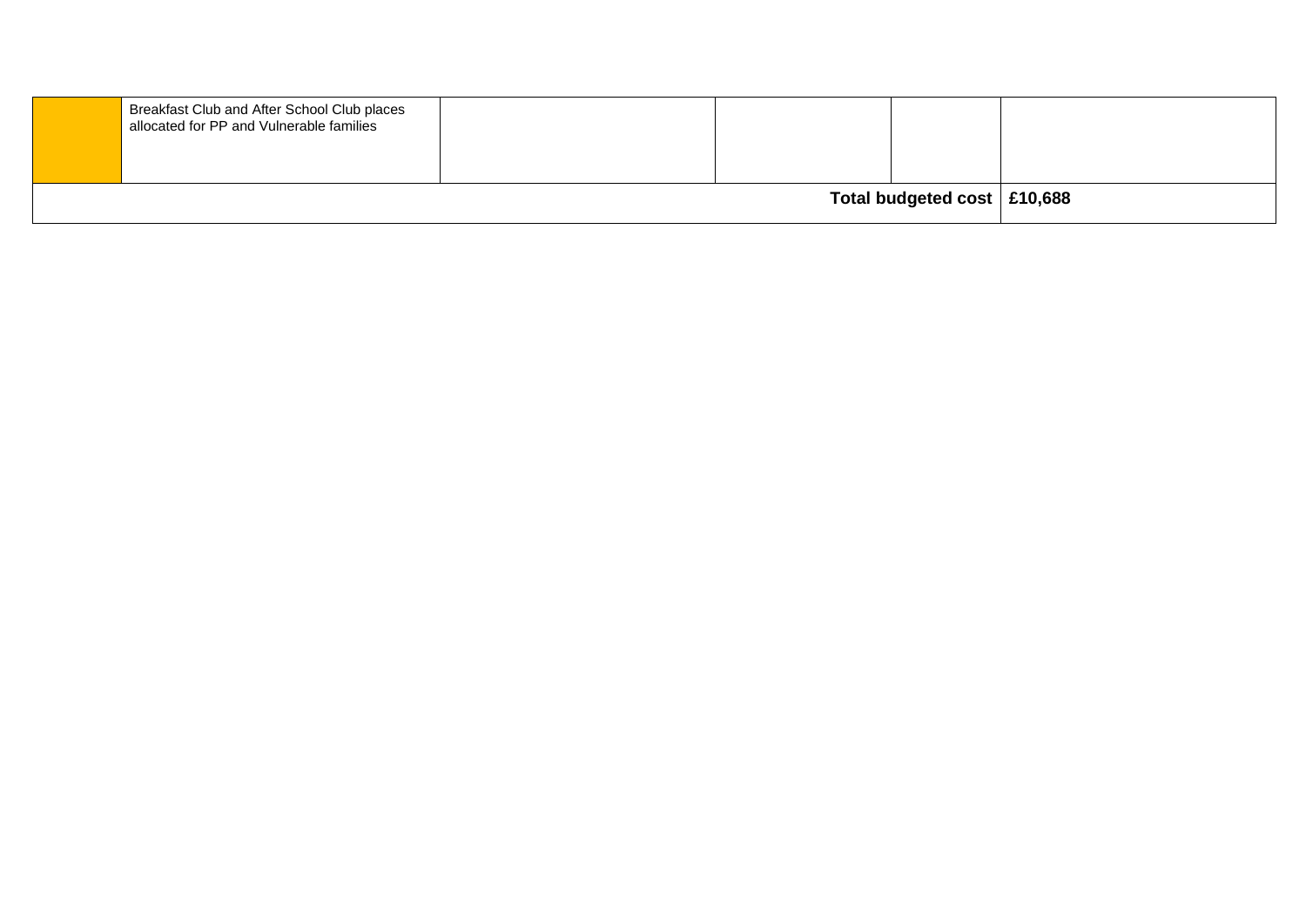| | | | | | |
|---|---|---|---|---|---|
| | Breakfast Club and After School Club places allocated for PP and Vulnerable families | | | | |
| | | | | **Total budgeted cost** | **£10,688** |